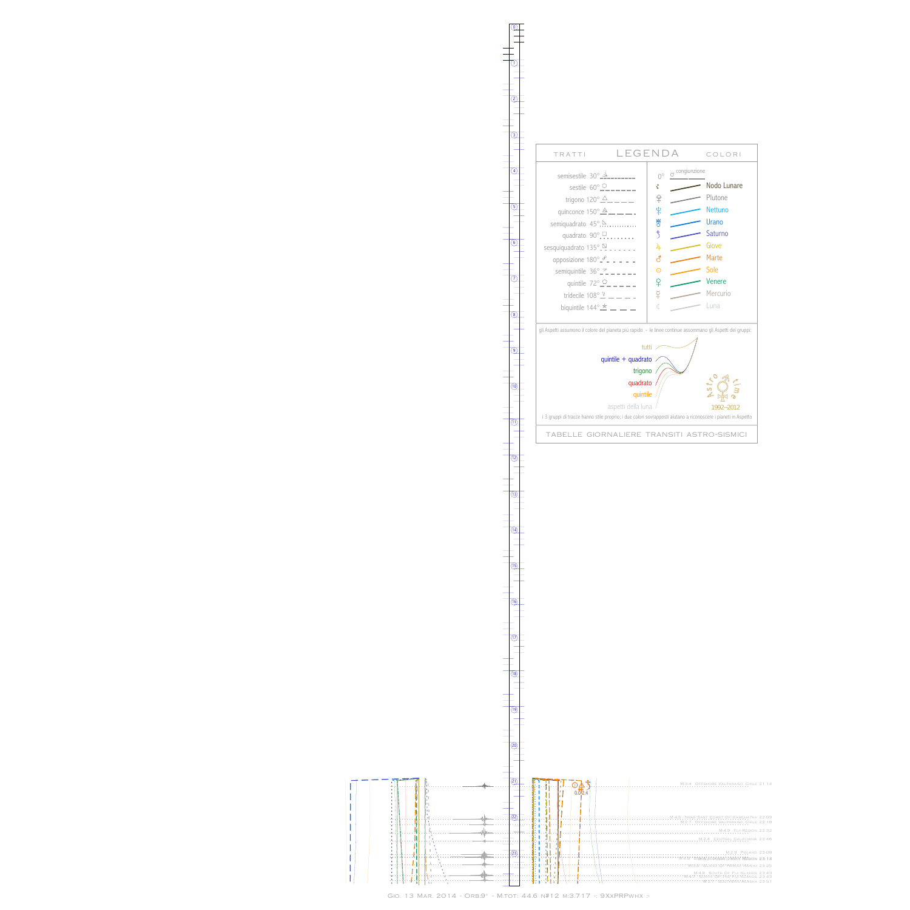# LEGENDA

TRATTI

- semisestile 30°
- sestile 60°
- trigono 120°
- quinconce 150°
- semiquadrato 45°
- quadrato 90°
- sesquiquadrato 135°
- opposizione 180°
- semiquintile 36°
- quintile 72°
- tridecile 108°
- biquintile 144°

COLORI

- 0° congiunzione
- Nodo Lunare
- Plutone
- Nettuno
- Urano
- Saturno
- Giove
- Marte
- Sole
- Venere
- Mercurio
- Luna

gli Aspetti assumono il colore del pianeta più rapido - le linee continue assommano gli Aspetti dei gruppi:

- tutti
- quintile + quadrato
- trigono
- quadrato
- quintile
- aspetti della luna

Astro time 1992–2012

i 3 gruppi di tracce hanno stile proprio; i due colori sovrapposti aiutano a riconoscere i pianeti in Aspetto

TABELLE GIORNALIERE TRANSITI ASTRO-SISMICI

0.03.4

- M3.4 Offshore Valparaiso, Chile 21.14
- M4.5 Near East Coast Of Kamchatka 22.09
- M2.7 Offshore Valparaiso, Chile 22.18
- M4.9 Fiji Region 22.32
- M2.4 Central California 22.46
- M2.9 Poland 23.08
- M4.4 Komandorskiye Ostrova Region 23.18
- M2.5 Island Of Hawaii, Hawaii 23.25
- M4.9 South Of Fiji Islands 23.43
- M4.7 South Of Fiji Islands 23.43
- M2.7 Southern Alaska 23.51

Gio. 13 Mar. 2014 - Orb:9° - M.tot: 44.6 n#12 m:3.717 -: 9XxPRPwhx :-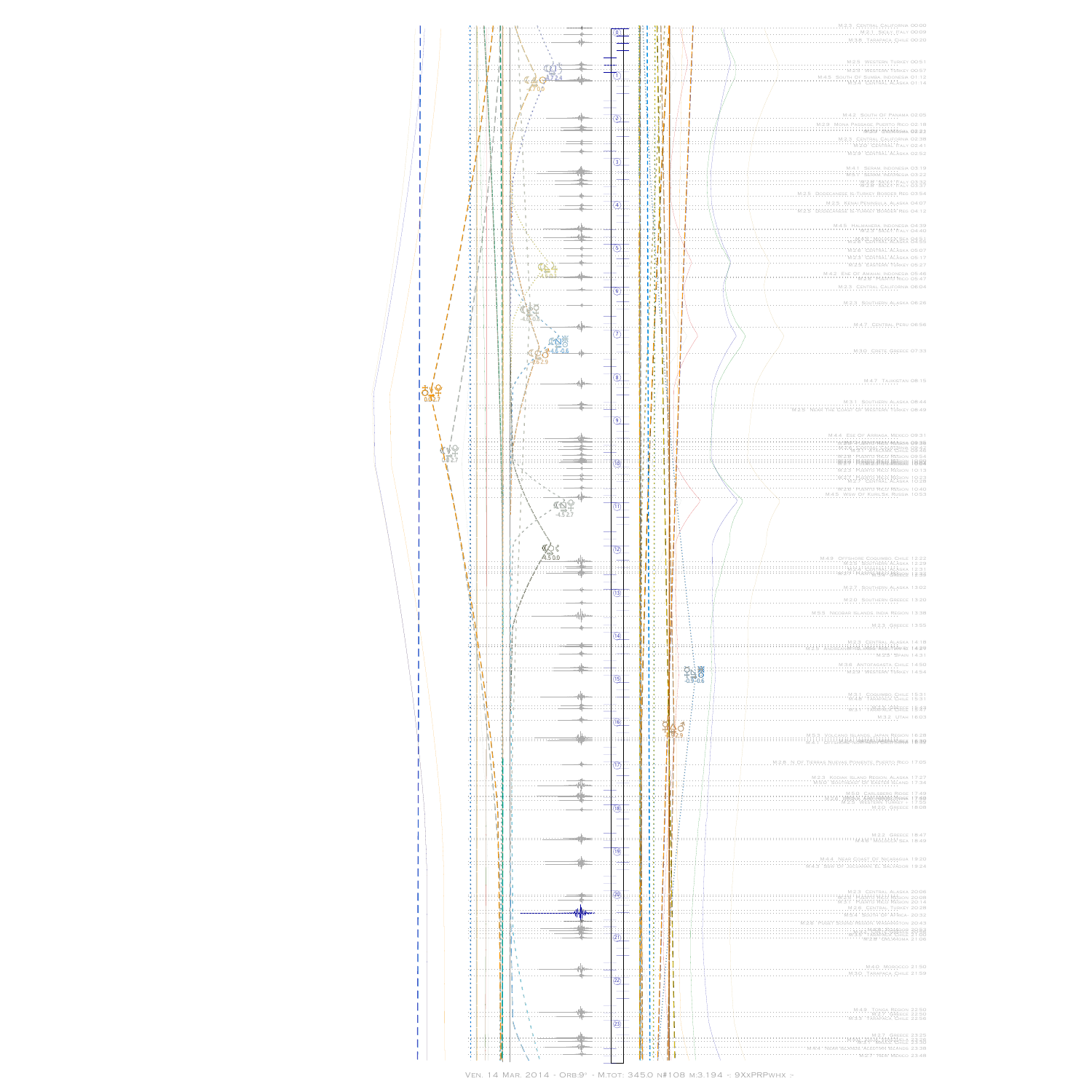M:2.3 Central California 00:00
M:2.1 Sicily, Italy 00:09
M:3.8 Tarapaca, Chile 00:20
M:2.5 Western Turkey 00:51
M:2.9 Western Turkey 00:57
M:4.5 South Of Sumba, Indonesia 01:12
M:2.4 Central Alaska 01:14
M:4.2 South Of Panama 02:05
M:2.9 Mona Passage, Puerto Rico 02:18
M:2.3 Central California 02:38
M:2.0 Central Italy 02:41
M:2.9 Central Alaska 02:52
M:4.1 Seram, Indonesia 03:19
M:4.1 Seram, Indonesia 03:22
M:2.3 Sicily, Italy 03:32
M:2.5 Sicily, Italy 03:37
M:2.5 Dodecanese Is.-Turkey Border Reg 03:54
M:2.5 Kenai Peninsula, Alaska 04:07
M:2.5 Dodecanese Is.-Turkey Border Reg 04:12
M:4.5 Halmahera, Indonesia 04:39
M:2.1 Central Italy 04:40
M:2.4 Central Alaska 05:07
M:2.3 Central Alaska 05:17
M:2.8 Western Turkey 05:27
M:4.2 Ene Of Anahai, Indonesia 05:46
M:3.0 Puerto Rico 05:47
M:2.3 Central California 06:04
M:2.3 Southern Alaska 06:26
M:4.7 Central Peru 06:56
M:3.0 Crete, Greece 07:33
M:4.7 Tajikistan 08:15
M:3.1 Southern Alaska 08:44
M:2.5 Near The Coast Of Western Turkey 08:49
M:4.4 Ese Of Arriaga, Mexico 09:31
M:3.1 Atacama, Chile 09:46
M:2.8 Puerto Rico Region 09:54
M:2.3 Puerto Rico Region 10:13
M:2.7 Puerto Rico Region 10:23
M:2.4 Central Alaska 10:28
M:2.9 Puerto Rico Region 10:40
M:4.5 Wsw Of Kuril'sk, Russia 10:53
M:4.8 Offshore Coquimbo, Chile 12:22
M:3.1 Southern Alaska 12:29
M:2.4 Central Alaska 12:31
M:2.7 Southern Alaska 13:02
M:3.0 Southern Greece 13:20
M:5.5 Nicobar Islands, India Region 13:39
M:2.3 Greece 13:55
M:2.3 Central Alaska 14:18
M:2.5 Spain 14:31
M:3.6 Antofagasta, Chile 14:50
M:2.9 Western Turkey 14:54
M:3.1 Coquimbo, Chile 15:31
M:4.8 Tarapaca, Chile 15:31
M:3.1 Tarapaca, Chile 15:49
M:3.2 Utah 16:03
M:5.3 Volcano Islands, Japan Region 16:28
M:2.8 N Of Tierras Nuevas Poniente, Puerto Rico 17:05
M:3.3 Kodiak Island Region, Alaska 17:27
M:5.0 Carlsberg Ridge 17:49
M:2.5 Western Turkey 17:55
M:3.0 Greece 18:08
M:2.2 Greece 18:47
M:4.8 Molucca Sea 18:49
M:4.4 Near Coast Of Nicaragua 19:20
M:4.3 Ssw Of Jucuaran, El Salvador 19:24
M:2.3 Central Alaska 20:06
M:2.8 Puerto Rico Region 20:08
M:3.0 Puerto Rico Region 20:14
M:2.6 Central Turkey 20:28
M:5.4 Malta Of Africa 20:32
M:2.6 Puget Sound Region, Washington 20:43
M:2.9 Oklahoma 21:06
M:4.0 Morocco 21:50
M:3.0 Tarapaca, Chile 21:59
M:4.9 Tonga Region 22:50
M:2.7 Greece 22:50
M:3.5 Tarapaca, Chile 22:56
M:2.7 Greece 23:25
M:5.4 Near Islands, Aleutian Islands 23:38
M:2.7 New Mexico 23:48

Ven. 14 Mar. 2014 - Orb:9° - M:tot: 345.0 n#108 m:3.194 -: 9XxPRPwhx :-